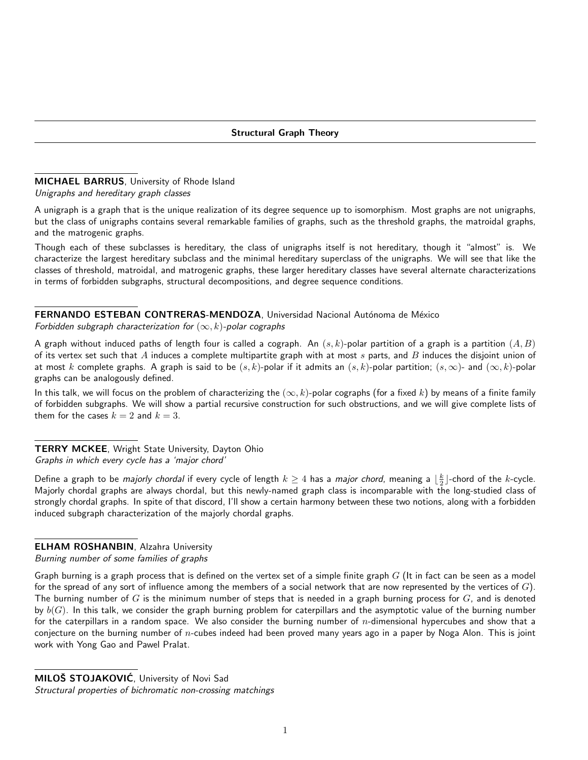## Structural Graph Theory

**MICHAEL BARRUS**, University of Rhode Island
*Unigraphs and hereditary graph classes*

A unigraph is a graph that is the unique realization of its degree sequence up to isomorphism. Most graphs are not unigraphs, but the class of unigraphs contains several remarkable families of graphs, such as the threshold graphs, the matroidal graphs, and the matrogenic graphs.

Though each of these subclasses is hereditary, the class of unigraphs itself is not hereditary, though it "almost" is. We characterize the largest hereditary subclass and the minimal hereditary superclass of the unigraphs. We will see that like the classes of threshold, matroidal, and matrogenic graphs, these larger hereditary classes have several alternate characterizations in terms of forbidden subgraphs, structural decompositions, and degree sequence conditions.

**FERNANDO ESTEBAN CONTRERAS-MENDOZA**, Universidad Nacional Autónoma de México
*Forbidden subgraph characterization for $(\infty, k)$-polar cographs*

A graph without induced paths of length four is called a cograph. An $(s, k)$-polar partition of a graph is a partition $(A, B)$ of its vertex set such that $A$ induces a complete multipartite graph with at most $s$ parts, and $B$ induces the disjoint union of at most $k$ complete graphs. A graph is said to be $(s, k)$-polar if it admits an $(s, k)$-polar partition; $(s, \infty)$- and $(\infty, k)$-polar graphs can be analogously defined.

In this talk, we will focus on the problem of characterizing the $(\infty, k)$-polar cographs (for a fixed $k$) by means of a finite family of forbidden subgraphs. We will show a partial recursive construction for such obstructions, and we will give complete lists of them for the cases $k = 2$ and $k = 3$.

**TERRY MCKEE**, Wright State University, Dayton Ohio
*Graphs in which every cycle has a 'major chord'*

Define a graph to be *majorly chordal* if every cycle of length $k \geq 4$ has a *major chord*, meaning a $\lfloor \frac{k}{2} \rfloor$-chord of the $k$-cycle. Majorly chordal graphs are always chordal, but this newly-named graph class is incomparable with the long-studied class of strongly chordal graphs. In spite of that discord, I'll show a certain harmony between these two notions, along with a forbidden induced subgraph characterization of the majorly chordal graphs.

**ELHAM ROSHANBIN**, Alzahra University
*Burning number of some families of graphs*

Graph burning is a graph process that is defined on the vertex set of a simple finite graph $G$ (It in fact can be seen as a model for the spread of any sort of influence among the members of a social network that are now represented by the vertices of $G$). The burning number of $G$ is the minimum number of steps that is needed in a graph burning process for $G$, and is denoted by $b(G)$. In this talk, we consider the graph burning problem for caterpillars and the asymptotic value of the burning number for the caterpillars in a random space. We also consider the burning number of $n$-dimensional hypercubes and show that a conjecture on the burning number of $n$-cubes indeed had been proved many years ago in a paper by Noga Alon. This is joint work with Yong Gao and Pawel Pralat.

**MILOŠ STOJAKOVIĆ**, University of Novi Sad
*Structural properties of bichromatic non-crossing matchings*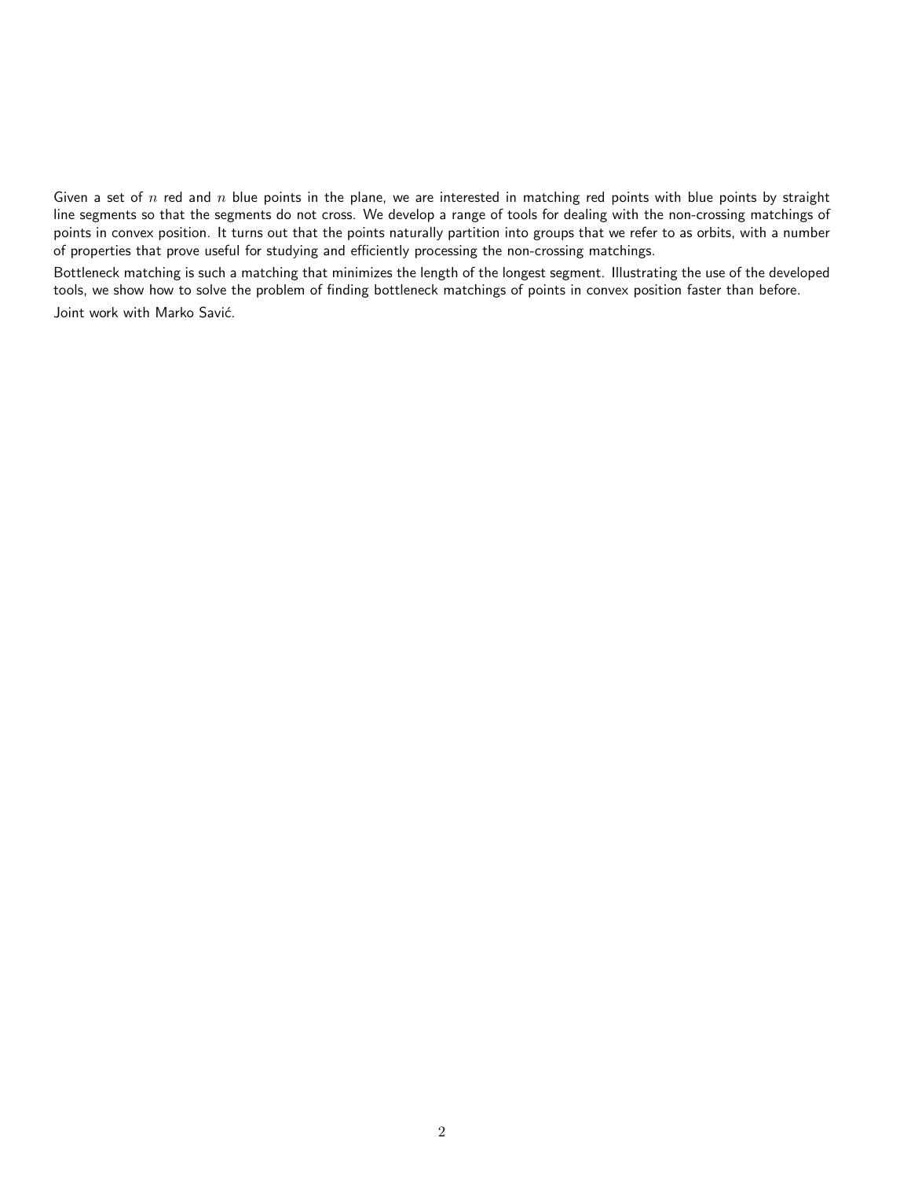Given a set of $n$ red and $n$ blue points in the plane, we are interested in matching red points with blue points by straight line segments so that the segments do not cross. We develop a range of tools for dealing with the non-crossing matchings of points in convex position. It turns out that the points naturally partition into groups that we refer to as orbits, with a number of properties that prove useful for studying and efficiently processing the non-crossing matchings.

Bottleneck matching is such a matching that minimizes the length of the longest segment. Illustrating the use of the developed tools, we show how to solve the problem of finding bottleneck matchings of points in convex position faster than before.

Joint work with Marko Savić.